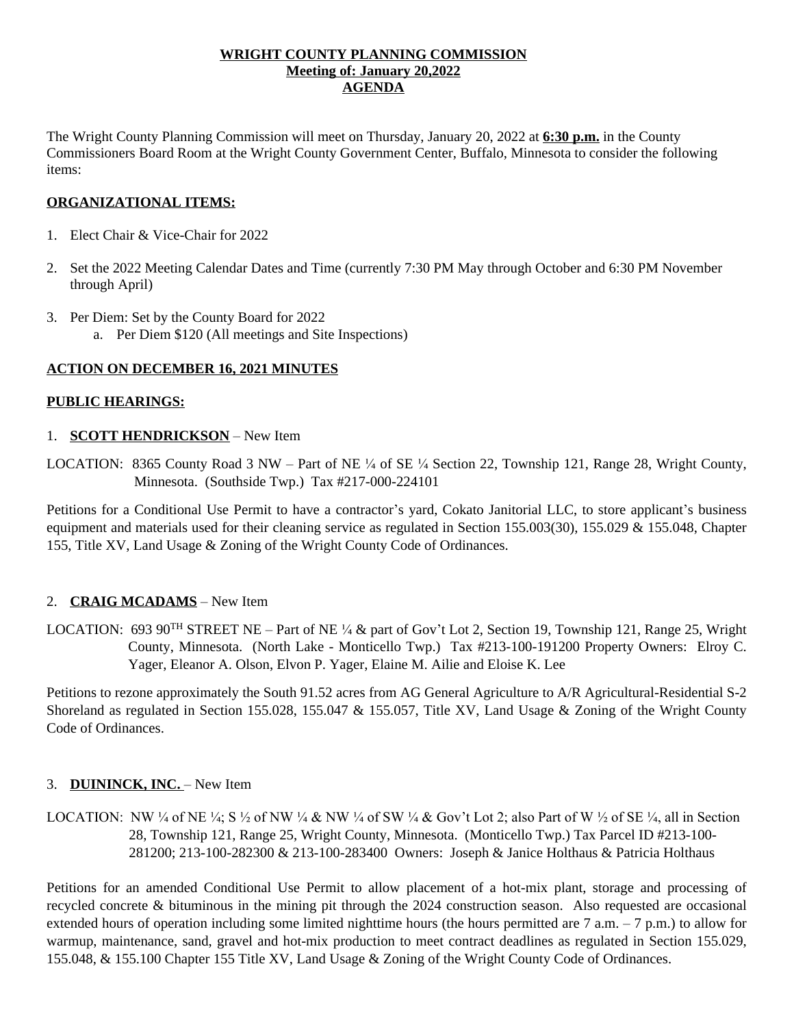# WRIGHT COUNTY PLANNING COMMISSION
## Meeting of: January 20,2022
## AGENDA

The Wright County Planning Commission will meet on Thursday, January 20, 2022 at **6:30 p.m.** in the County Commissioners Board Room at the Wright County Government Center, Buffalo, Minnesota to consider the following items:

### ORGANIZATIONAL ITEMS:

1. Elect Chair & Vice-Chair for 2022
2. Set the 2022 Meeting Calendar Dates and Time (currently 7:30 PM May through October and 6:30 PM November through April)
3. Per Diem: Set by the County Board for 2022
   a. Per Diem $120 (All meetings and Site Inspections)

### ACTION ON DECEMBER 16, 2021 MINUTES

### PUBLIC HEARINGS:

1. **SCOTT HENDRICKSON** – New Item

LOCATION: 8365 County Road 3 NW – Part of NE ¼ of SE ¼ Section 22, Township 121, Range 28, Wright County, Minnesota. (Southside Twp.) Tax #217-000-224101

Petitions for a Conditional Use Permit to have a contractor's yard, Cokato Janitorial LLC, to store applicant's business equipment and materials used for their cleaning service as regulated in Section 155.003(30), 155.029 & 155.048, Chapter 155, Title XV, Land Usage & Zoning of the Wright County Code of Ordinances.

2. **CRAIG MCADAMS** – New Item

LOCATION: 693 90TH STREET NE – Part of NE ¼ & part of Gov't Lot 2, Section 19, Township 121, Range 25, Wright County, Minnesota. (North Lake - Monticello Twp.) Tax #213-100-191200 Property Owners: Elroy C. Yager, Eleanor A. Olson, Elvon P. Yager, Elaine M. Ailie and Eloise K. Lee

Petitions to rezone approximately the South 91.52 acres from AG General Agriculture to A/R Agricultural-Residential S-2 Shoreland as regulated in Section 155.028, 155.047 & 155.057, Title XV, Land Usage & Zoning of the Wright County Code of Ordinances.

3. **DUININCK, INC.** – New Item

LOCATION: NW ¼ of NE ¼; S ½ of NW ¼ & NW ¼ of SW ¼ & Gov't Lot 2; also Part of W ½ of SE ¼, all in Section 28, Township 121, Range 25, Wright County, Minnesota. (Monticello Twp.) Tax Parcel ID #213-100-281200; 213-100-282300 & 213-100-283400 Owners: Joseph & Janice Holthaus & Patricia Holthaus

Petitions for an amended Conditional Use Permit to allow placement of a hot-mix plant, storage and processing of recycled concrete & bituminous in the mining pit through the 2024 construction season. Also requested are occasional extended hours of operation including some limited nighttime hours (the hours permitted are 7 a.m. – 7 p.m.) to allow for warmup, maintenance, sand, gravel and hot-mix production to meet contract deadlines as regulated in Section 155.029, 155.048, & 155.100 Chapter 155 Title XV, Land Usage & Zoning of the Wright County Code of Ordinances.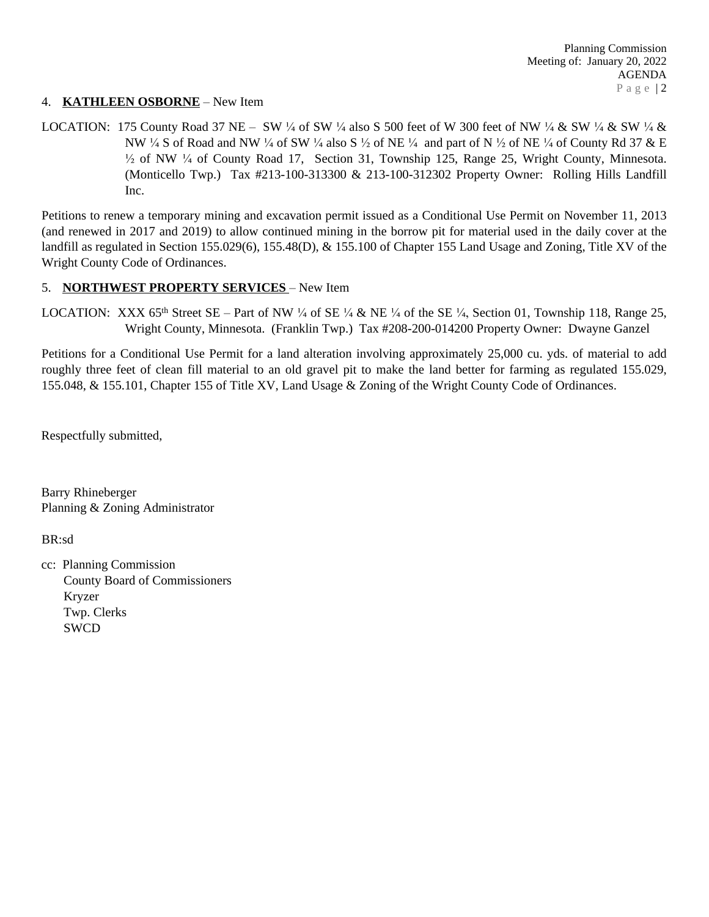4. **KATHLEEN OSBORNE** – New Item

LOCATION: 175 County Road 37 NE – SW ¼ of SW ¼ also S 500 feet of W 300 feet of NW ¼ & SW ¼ & SW ¼ & NW ¼ S of Road and NW ¼ of SW ¼ also S ½ of NE ¼ and part of N ½ of NE ¼ of County Rd 37 & E ½ of NW ¼ of County Road 17, Section 31, Township 125, Range 25, Wright County, Minnesota. (Monticello Twp.) Tax #213-100-313300 & 213-100-312302 Property Owner: Rolling Hills Landfill Inc.

Petitions to renew a temporary mining and excavation permit issued as a Conditional Use Permit on November 11, 2013 (and renewed in 2017 and 2019) to allow continued mining in the borrow pit for material used in the daily cover at the landfill as regulated in Section 155.029(6), 155.48(D), & 155.100 of Chapter 155 Land Usage and Zoning, Title XV of the Wright County Code of Ordinances.

5. **NORTHWEST PROPERTY SERVICES** – New Item

LOCATION: XXX 65th Street SE – Part of NW ¼ of SE ¼ & NE ¼ of the SE ¼, Section 01, Township 118, Range 25, Wright County, Minnesota. (Franklin Twp.) Tax #208-200-014200 Property Owner: Dwayne Ganzel

Petitions for a Conditional Use Permit for a land alteration involving approximately 25,000 cu. yds. of material to add roughly three feet of clean fill material to an old gravel pit to make the land better for farming as regulated 155.029, 155.048, & 155.101, Chapter 155 of Title XV, Land Usage & Zoning of the Wright County Code of Ordinances.

Respectfully submitted,

Barry Rhineberger
Planning & Zoning Administrator

BR:sd

cc: Planning Commission
County Board of Commissioners
Kryzer
Twp. Clerks
SWCD